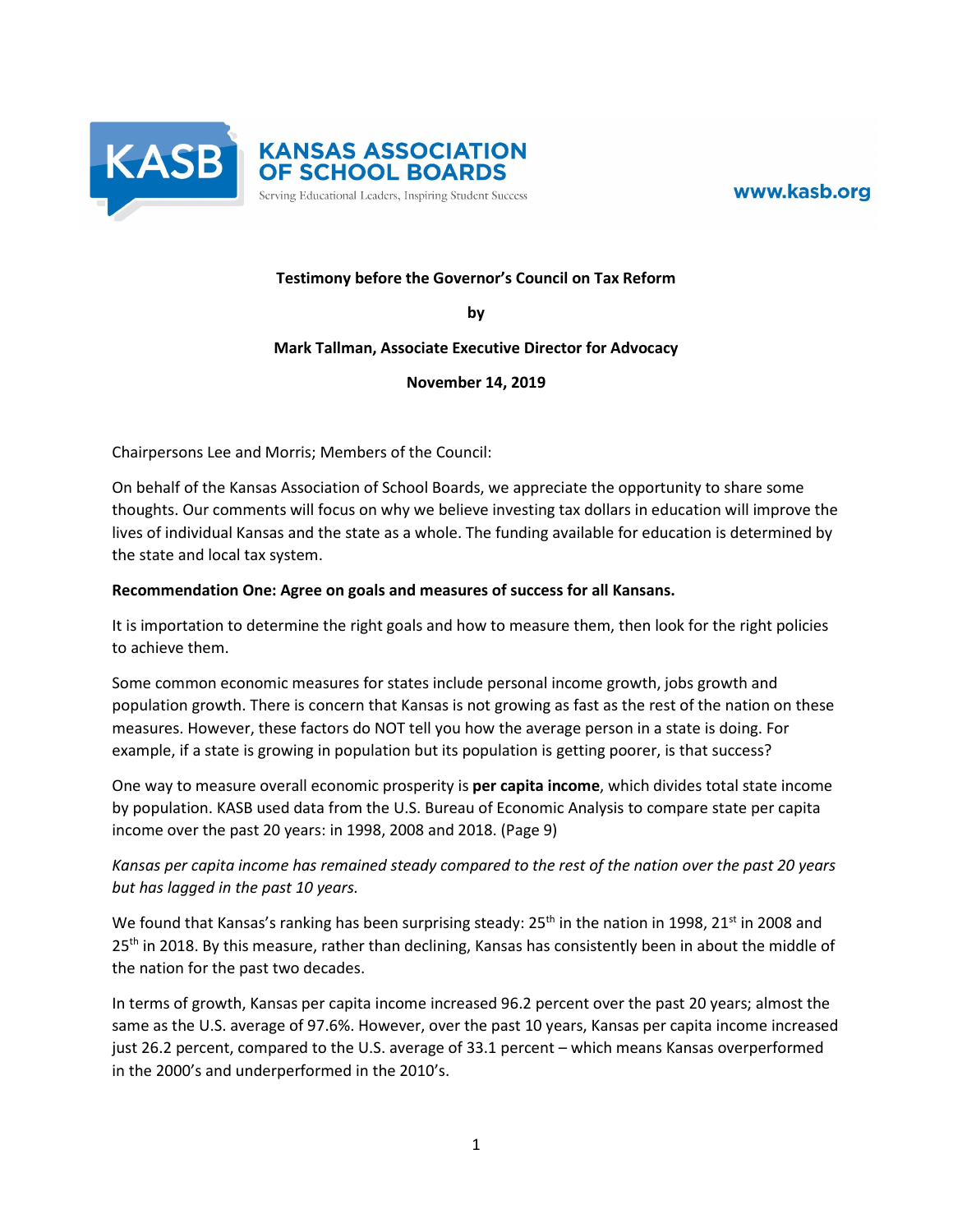KASB KANSAS ASSOCIATION OF SCHOOL BOARDS

Serving Educational Leaders, Inspiring Student Success

www.kasb.org

**Testimony before the Governor's Council on Tax Reform**

**by**

**Mark Tallman, Associate Executive Director for Advocacy**

**November 14, 2019**

Chairpersons Lee and Morris; Members of the Council:

On behalf of the Kansas Association of School Boards, we appreciate the opportunity to share some thoughts. Our comments will focus on why we believe investing tax dollars in education will improve the lives of individual Kansas and the state as a whole. The funding available for education is determined by the state and local tax system.

**Recommendation One: Agree on goals and measures of success for all Kansans.**

It is importation to determine the right goals and how to measure them, then look for the right policies to achieve them.

Some common economic measures for states include personal income growth, jobs growth and population growth. There is concern that Kansas is not growing as fast as the rest of the nation on these measures. However, these factors do NOT tell you how the average person in a state is doing. For example, if a state is growing in population but its population is getting poorer, is that success?

One way to measure overall economic prosperity is **per capita income**, which divides total state income by population. KASB used data from the U.S. Bureau of Economic Analysis to compare state per capita income over the past 20 years: in 1998, 2008 and 2018. (Page 9)

*Kansas per capita income has remained steady compared to the rest of the nation over the past 20 years but has lagged in the past 10 years.*

We found that Kansas's ranking has been surprising steady: 25th in the nation in 1998, 21st in 2008 and 25th in 2018. By this measure, rather than declining, Kansas has consistently been in about the middle of the nation for the past two decades.

In terms of growth, Kansas per capita income increased 96.2 percent over the past 20 years; almost the same as the U.S. average of 97.6%. However, over the past 10 years, Kansas per capita income increased just 26.2 percent, compared to the U.S. average of 33.1 percent – which means Kansas overperformed in the 2000's and underperformed in the 2010's.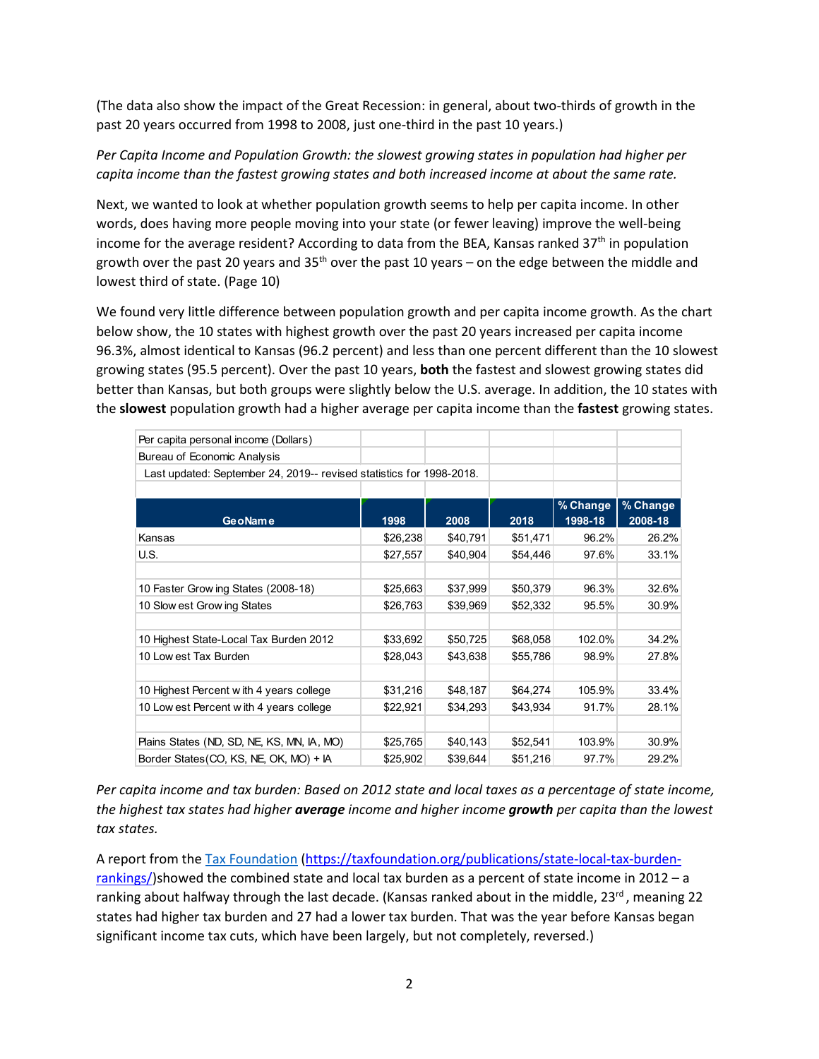(The data also show the impact of the Great Recession: in general, about two-thirds of growth in the past 20 years occurred from 1998 to 2008, just one-third in the past 10 years.)

*Per Capita Income and Population Growth: the slowest growing states in population had higher per capita income than the fastest growing states and both increased income at about the same rate.*

Next, we wanted to look at whether population growth seems to help per capita income. In other words, does having more people moving into your state (or fewer leaving) improve the well-being income for the average resident? According to data from the BEA, Kansas ranked 37th in population growth over the past 20 years and 35th over the past 10 years – on the edge between the middle and lowest third of state. (Page 10)

We found very little difference between population growth and per capita income growth. As the chart below show, the 10 states with highest growth over the past 20 years increased per capita income 96.3%, almost identical to Kansas (96.2 percent) and less than one percent different than the 10 slowest growing states (95.5 percent). Over the past 10 years, **both** the fastest and slowest growing states did better than Kansas, but both groups were slightly below the U.S. average. In addition, the 10 states with the **slowest** population growth had a higher average per capita income than the **fastest** growing states.

Per capita personal income (Dollars)
Bureau of Economic Analysis
Last updated: September 24, 2019-- revised statistics for 1998-2018.

| GeoName | 1998 | 2008 | 2018 | % Change 1998-18 | % Change 2008-18 |
|---|---|---|---|---|---|
| Kansas | $26,238 | $40,791 | $51,471 | 96.2% | 26.2% |
| U.S. | $27,557 | $40,904 | $54,446 | 97.6% | 33.1% |
| | | | | | |
| 10 Faster Growing States (2008-18) | $25,663 | $37,999 | $50,379 | 96.3% | 32.6% |
| 10 Slowest Growing States | $26,763 | $39,969 | $52,332 | 95.5% | 30.9% |
| | | | | | |
| 10 Highest State-Local Tax Burden 2012 | $33,692 | $50,725 | $68,058 | 102.0% | 34.2% |
| 10 Lowest Tax Burden | $28,043 | $43,638 | $55,786 | 98.9% | 27.8% |
| | | | | | |
| 10 Highest Percent with 4 years college | $31,216 | $48,187 | $64,274 | 105.9% | 33.4% |
| 10 Lowest Percent with 4 years college | $22,921 | $34,293 | $43,934 | 91.7% | 28.1% |
| | | | | | |
| Plains States (ND, SD, NE, KS, MN, IA, MO) | $25,765 | $40,143 | $52,541 | 103.9% | 30.9% |
| Border States(CO, KS, NE, OK, MO) + IA | $25,902 | $39,644 | $51,216 | 97.7% | 29.2% |

*Per capita income and tax burden: Based on 2012 state and local taxes as a percentage of state income, the highest tax states had higher* ***average*** *income and higher income* ***growth*** *per capita than the lowest tax states.*

A report from the [Tax Foundation](https://taxfoundation.org/publications/state-local-tax-burden-rankings/) (https://taxfoundation.org/publications/state-local-tax-burden-rankings/)showed the combined state and local tax burden as a percent of state income in 2012 – a ranking about halfway through the last decade. (Kansas ranked about in the middle, 23rd, meaning 22 states had higher tax burden and 27 had a lower tax burden. That was the year before Kansas began significant income tax cuts, which have been largely, but not completely, reversed.)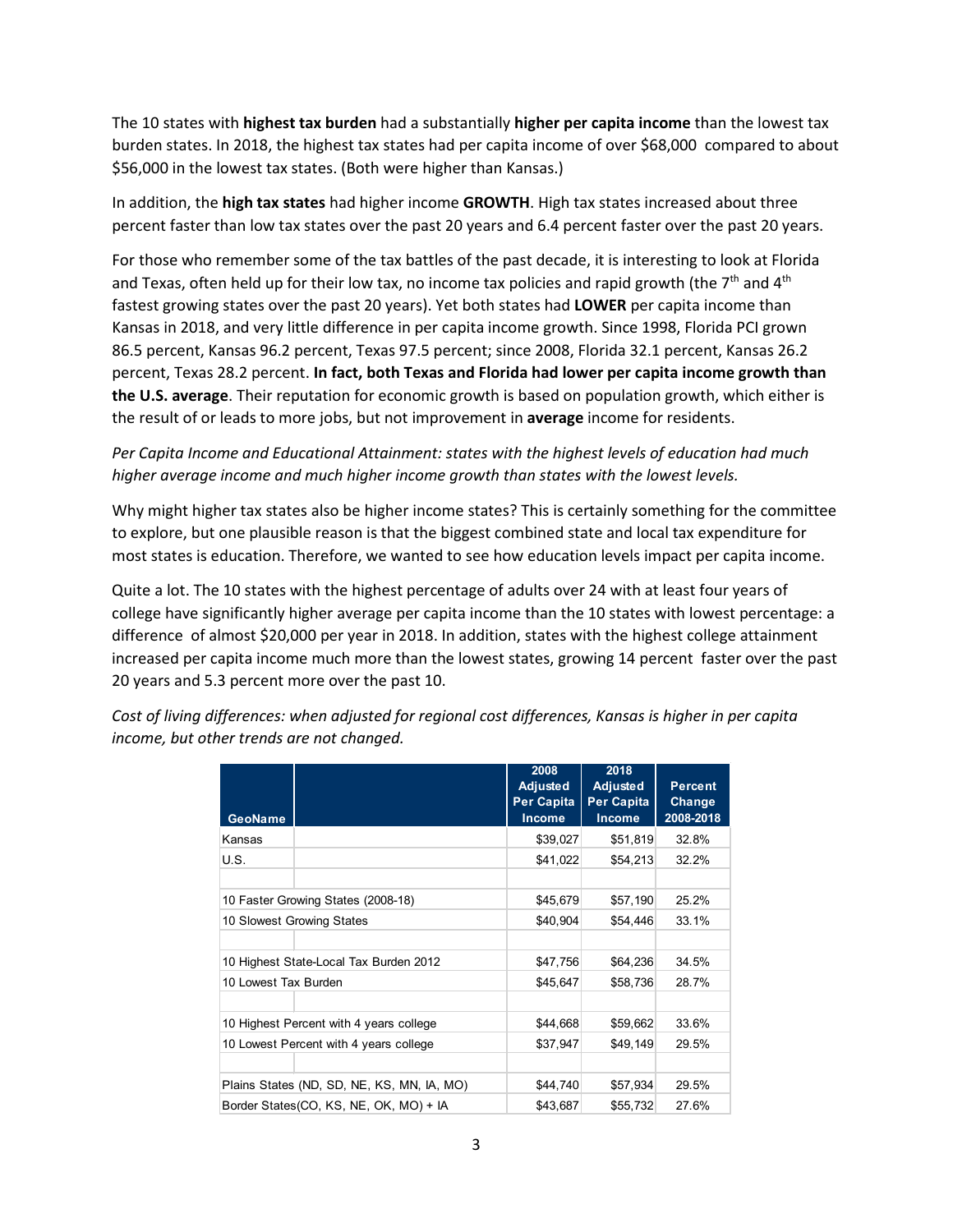The 10 states with **highest tax burden** had a substantially **higher per capita income** than the lowest tax burden states. In 2018, the highest tax states had per capita income of over $68,000 compared to about $56,000 in the lowest tax states. (Both were higher than Kansas.)

In addition, the **high tax states** had higher income **GROWTH**. High tax states increased about three percent faster than low tax states over the past 20 years and 6.4 percent faster over the past 20 years.

For those who remember some of the tax battles of the past decade, it is interesting to look at Florida and Texas, often held up for their low tax, no income tax policies and rapid growth (the 7th and 4th fastest growing states over the past 20 years). Yet both states had **LOWER** per capita income than Kansas in 2018, and very little difference in per capita income growth. Since 1998, Florida PCI grown 86.5 percent, Kansas 96.2 percent, Texas 97.5 percent; since 2008, Florida 32.1 percent, Kansas 26.2 percent, Texas 28.2 percent. **In fact, both Texas and Florida had lower per capita income growth than the U.S. average**. Their reputation for economic growth is based on population growth, which either is the result of or leads to more jobs, but not improvement in **average** income for residents.

*Per Capita Income and Educational Attainment: states with the highest levels of education had much higher average income and much higher income growth than states with the lowest levels.*

Why might higher tax states also be higher income states? This is certainly something for the committee to explore, but one plausible reason is that the biggest combined state and local tax expenditure for most states is education. Therefore, we wanted to see how education levels impact per capita income.

Quite a lot. The 10 states with the highest percentage of adults over 24 with at least four years of college have significantly higher average per capita income than the 10 states with lowest percentage: a difference of almost $20,000 per year in 2018. In addition, states with the highest college attainment increased per capita income much more than the lowest states, growing 14 percent faster over the past 20 years and 5.3 percent more over the past 10.

*Cost of living differences: when adjusted for regional cost differences, Kansas is higher in per capita income, but other trends are not changed.*

| GeoName | | 2008 Adjusted Per Capita Income | 2018 Adjusted Per Capita Income | Percent Change 2008-2018 |
|---|---|---|---|---|
| Kansas | | $39,027 | $51,819 | 32.8% |
| U.S. | | $41,022 | $54,213 | 32.2% |
| | | | | |
| 10 Faster Growing States (2008-18) | | $45,679 | $57,190 | 25.2% |
| 10 Slowest Growing States | | $40,904 | $54,446 | 33.1% |
| | | | | |
| 10 Highest State-Local Tax Burden 2012 | | $47,756 | $64,236 | 34.5% |
| 10 Lowest Tax Burden | | $45,647 | $58,736 | 28.7% |
| | | | | |
| 10 Highest Percent with 4 years college | | $44,668 | $59,662 | 33.6% |
| 10 Lowest Percent with 4 years college | | $37,947 | $49,149 | 29.5% |
| | | | | |
| Plains States (ND, SD, NE, KS, MN, IA, MO) | | $44,740 | $57,934 | 29.5% |
| Border States(CO, KS, NE, OK, MO) + IA | | $43,687 | $55,732 | 27.6% |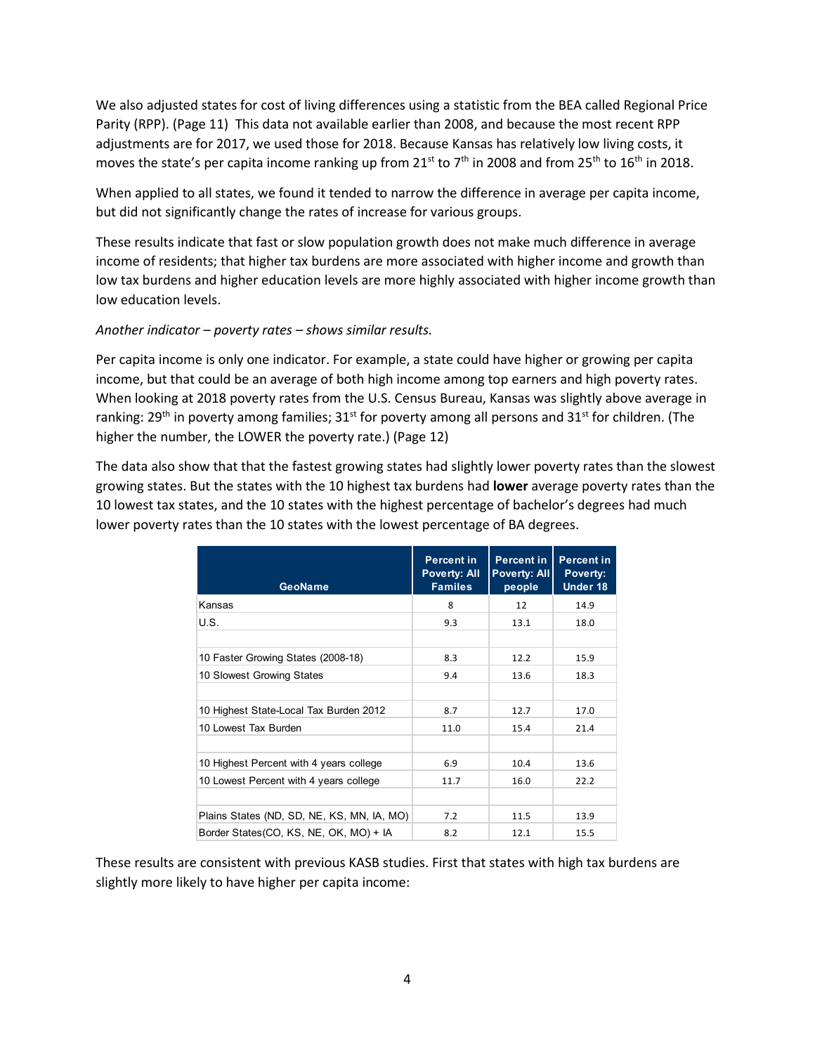We also adjusted states for cost of living differences using a statistic from the BEA called Regional Price Parity (RPP). (Page 11) This data not available earlier than 2008, and because the most recent RPP adjustments are for 2017, we used those for 2018. Because Kansas has relatively low living costs, it moves the state's per capita income ranking up from 21st to 7th in 2008 and from 25th to 16th in 2018.

When applied to all states, we found it tended to narrow the difference in average per capita income, but did not significantly change the rates of increase for various groups.

These results indicate that fast or slow population growth does not make much difference in average income of residents; that higher tax burdens are more associated with higher income and growth than low tax burdens and higher education levels are more highly associated with higher income growth than low education levels.

*Another indicator – poverty rates – shows similar results.*

Per capita income is only one indicator. For example, a state could have higher or growing per capita income, but that could be an average of both high income among top earners and high poverty rates. When looking at 2018 poverty rates from the U.S. Census Bureau, Kansas was slightly above average in ranking: 29th in poverty among families; 31st for poverty among all persons and 31st for children. (The higher the number, the LOWER the poverty rate.) (Page 12)

The data also show that that the fastest growing states had slightly lower poverty rates than the slowest growing states. But the states with the 10 highest tax burdens had **lower** average poverty rates than the 10 lowest tax states, and the 10 states with the highest percentage of bachelor's degrees had much lower poverty rates than the 10 states with the lowest percentage of BA degrees.

| GeoName | Percent in Poverty: All Familes | Percent in Poverty: All people | Percent in Poverty: Under 18 |
|---|---|---|---|
| Kansas | 8 | 12 | 14.9 |
| U.S. | 9.3 | 13.1 | 18.0 |
| | | | |
| 10 Faster Growing States (2008-18) | 8.3 | 12.2 | 15.9 |
| 10 Slowest Growing States | 9.4 | 13.6 | 18.3 |
| | | | |
| 10 Highest State-Local Tax Burden 2012 | 8.7 | 12.7 | 17.0 |
| 10 Lowest Tax Burden | 11.0 | 15.4 | 21.4 |
| | | | |
| 10 Highest Percent with 4 years college | 6.9 | 10.4 | 13.6 |
| 10 Lowest Percent with 4 years college | 11.7 | 16.0 | 22.2 |
| | | | |
| Plains States (ND, SD, NE, KS, MN, IA, MO) | 7.2 | 11.5 | 13.9 |
| Border States(CO, KS, NE, OK, MO) + IA | 8.2 | 12.1 | 15.5 |

These results are consistent with previous KASB studies. First that states with high tax burdens are slightly more likely to have higher per capita income: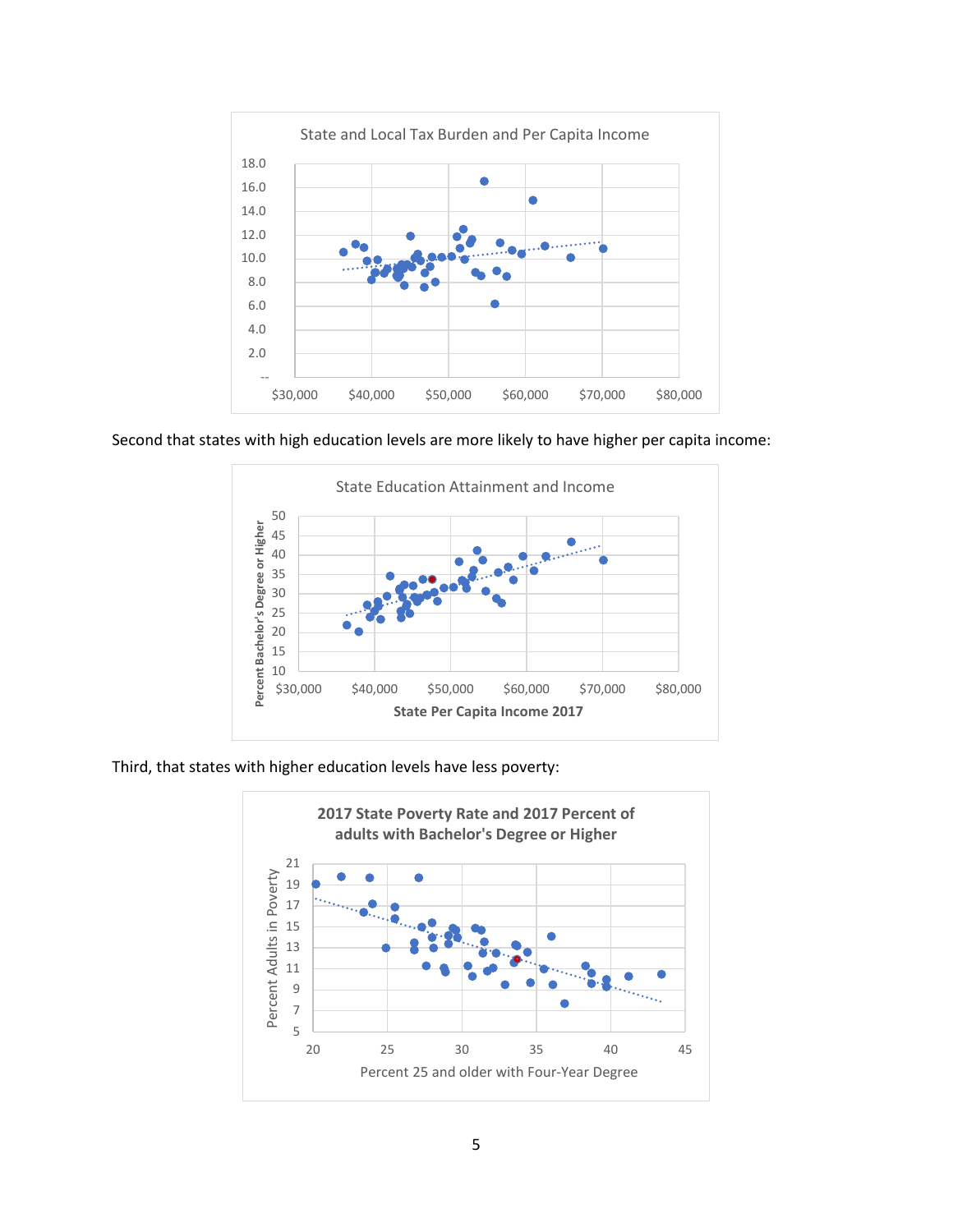Second that states with high education levels are more likely to have higher per capita income:

Third, that states with higher education levels have less poverty: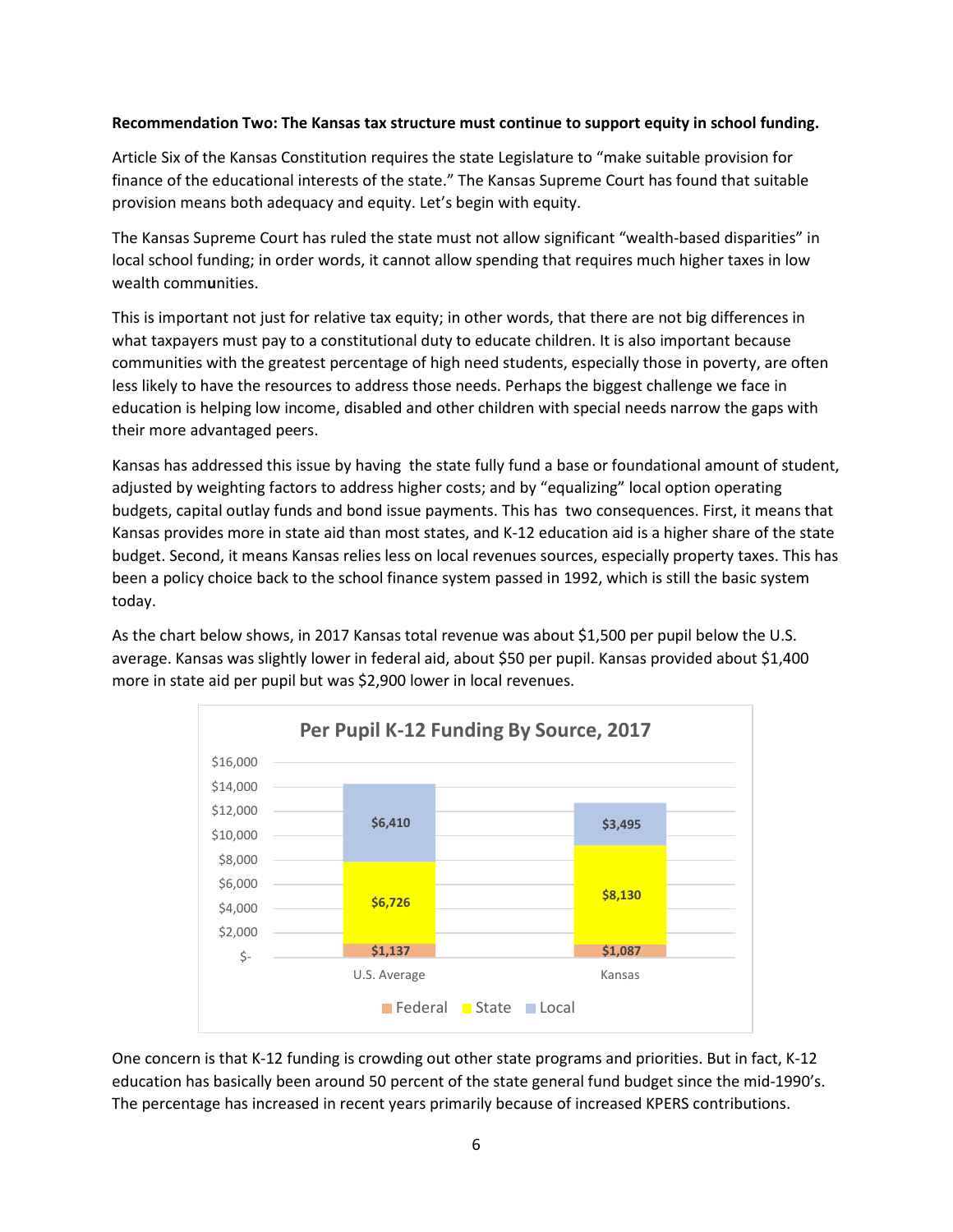**Recommendation Two: The Kansas tax structure must continue to support equity in school funding.**

Article Six of the Kansas Constitution requires the state Legislature to "make suitable provision for finance of the educational interests of the state." The Kansas Supreme Court has found that suitable provision means both adequacy and equity. Let's begin with equity.

The Kansas Supreme Court has ruled the state must not allow significant "wealth-based disparities" in local school funding; in order words, it cannot allow spending that requires much higher taxes in low wealth communities.

This is important not just for relative tax equity; in other words, that there are not big differences in what taxpayers must pay to a constitutional duty to educate children. It is also important because communities with the greatest percentage of high need students, especially those in poverty, are often less likely to have the resources to address those needs. Perhaps the biggest challenge we face in education is helping low income, disabled and other children with special needs narrow the gaps with their more advantaged peers.

Kansas has addressed this issue by having the state fully fund a base or foundational amount of student, adjusted by weighting factors to address higher costs; and by "equalizing" local option operating budgets, capital outlay funds and bond issue payments. This has two consequences. First, it means that Kansas provides more in state aid than most states, and K-12 education aid is a higher share of the state budget. Second, it means Kansas relies less on local revenues sources, especially property taxes. This has been a policy choice back to the school finance system passed in 1992, which is still the basic system today.

As the chart below shows, in 2017 Kansas total revenue was about $1,500 per pupil below the U.S. average. Kansas was slightly lower in federal aid, about $50 per pupil. Kansas provided about $1,400 more in state aid per pupil but was $2,900 lower in local revenues.

Per Pupil K-12 Funding By Source, 2017

$16,000
$14,000
$12,000
$10,000
$8,000
$6,000
$4,000
$2,000
$-

U.S. Average: $1,137 / $6,726 / $6,410

Kansas: $1,087 / $8,130 / $3,495

Federal  State  Local

One concern is that K-12 funding is crowding out other state programs and priorities. But in fact, K-12 education has basically been around 50 percent of the state general fund budget since the mid-1990's. The percentage has increased in recent years primarily because of increased KPERS contributions.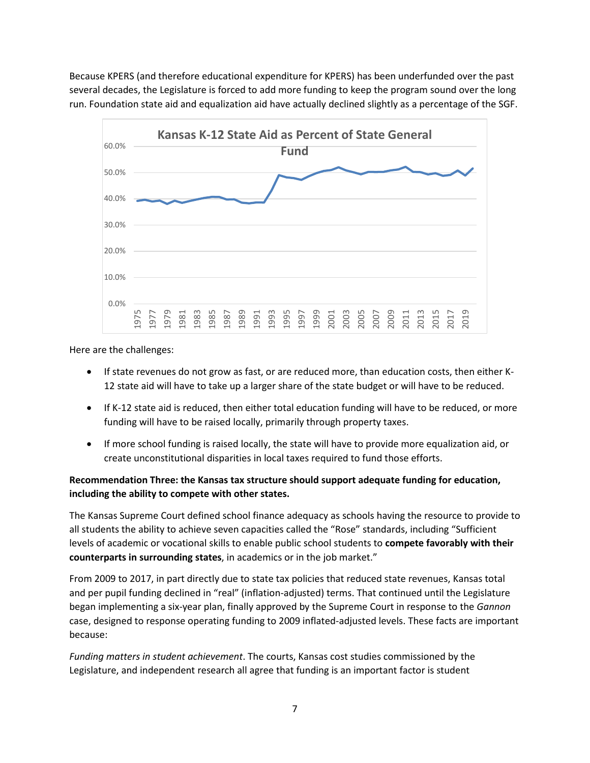Because KPERS (and therefore educational expenditure for KPERS) has been underfunded over the past several decades, the Legislature is forced to add more funding to keep the program sound over the long run. Foundation state aid and equalization aid have actually declined slightly as a percentage of the SGF.

Kansas K-12 State Aid as Percent of State General Fund

60.0%
50.0%
40.0%
30.0%
20.0%
10.0%
0.0%

1975 1977 1979 1981 1983 1985 1987 1989 1991 1993 1995 1997 1999 2001 2003 2005 2007 2009 2011 2013 2015 2017 2019

Here are the challenges:

- If state revenues do not grow as fast, or are reduced more, than education costs, then either K-12 state aid will have to take up a larger share of the state budget or will have to be reduced.
- If K-12 state aid is reduced, then either total education funding will have to be reduced, or more funding will have to be raised locally, primarily through property taxes.
- If more school funding is raised locally, the state will have to provide more equalization aid, or create unconstitutional disparities in local taxes required to fund those efforts.

**Recommendation Three: the Kansas tax structure should support adequate funding for education, including the ability to compete with other states.**

The Kansas Supreme Court defined school finance adequacy as schools having the resource to provide to all students the ability to achieve seven capacities called the "Rose" standards, including "Sufficient levels of academic or vocational skills to enable public school students to **compete favorably with their counterparts in surrounding states**, in academics or in the job market."

From 2009 to 2017, in part directly due to state tax policies that reduced state revenues, Kansas total and per pupil funding declined in "real" (inflation-adjusted) terms. That continued until the Legislature began implementing a six-year plan, finally approved by the Supreme Court in response to the *Gannon* case, designed to response operating funding to 2009 inflated-adjusted levels. These facts are important because:

*Funding matters in student achievement*. The courts, Kansas cost studies commissioned by the Legislature, and independent research all agree that funding is an important factor is student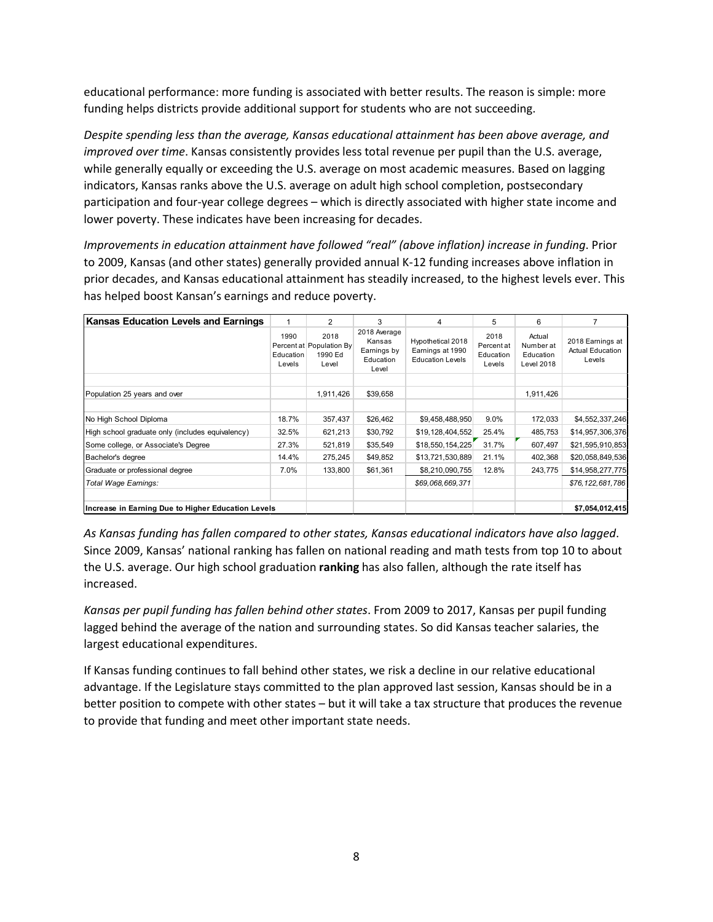educational performance: more funding is associated with better results. The reason is simple: more funding helps districts provide additional support for students who are not succeeding.

*Despite spending less than the average, Kansas educational attainment has been above average, and improved over time*. Kansas consistently provides less total revenue per pupil than the U.S. average, while generally equally or exceeding the U.S. average on most academic measures. Based on lagging indicators, Kansas ranks above the U.S. average on adult high school completion, postsecondary participation and four-year college degrees – which is directly associated with higher state income and lower poverty. These indicates have been increasing for decades.

*Improvements in education attainment have followed "real" (above inflation) increase in funding*. Prior to 2009, Kansas (and other states) generally provided annual K-12 funding increases above inflation in prior decades, and Kansas educational attainment has steadily increased, to the highest levels ever. This has helped boost Kansan's earnings and reduce poverty.

| Kansas Education Levels and Earnings | 1 | 2 | 3 | 4 | 5 | 6 | 7 |
|---|---|---|---|---|---|---|---|
| | 1990 Percent at Education Levels | 2018 Population By 1990 Ed Level | 2018 Average Kansas Earnings by Education Level | Hypothetical 2018 Earnings at 1990 Education Levels | 2018 Percent at Education Levels | Actual Number at Education Level 2018 | 2018 Earnings at Actual Education Levels |
| Population 25 years and over | | 1,911,426 | $39,658 | | | 1,911,426 | |
| No High School Diploma | 18.7% | 357,437 | $26,462 | $9,458,488,950 | 9.0% | 172,033 | $4,552,337,246 |
| High school graduate only (includes equivalency) | 32.5% | 621,213 | $30,792 | $19,128,404,552 | 25.4% | 485,753 | $14,957,306,376 |
| Some college, or Associate's Degree | 27.3% | 521,819 | $35,549 | $18,550,154,225 | 31.7% | 607,497 | $21,595,910,853 |
| Bachelor's degree | 14.4% | 275,245 | $49,852 | $13,721,530,889 | 21.1% | 402,368 | $20,058,849,536 |
| Graduate or professional degree | 7.0% | 133,800 | $61,361 | $8,210,090,755 | 12.8% | 243,775 | $14,958,277,775 |
| *Total Wage Earnings:* | | | | *$69,068,669,371* | | | *$76,122,681,786* |
| **Increase in Earning Due to Higher Education Levels** | | | | | | | **$7,054,012,415** |

*As Kansas funding has fallen compared to other states, Kansas educational indicators have also lagged*. Since 2009, Kansas' national ranking has fallen on national reading and math tests from top 10 to about the U.S. average. Our high school graduation **ranking** has also fallen, although the rate itself has increased.

*Kansas per pupil funding has fallen behind other states*. From 2009 to 2017, Kansas per pupil funding lagged behind the average of the nation and surrounding states. So did Kansas teacher salaries, the largest educational expenditures.

If Kansas funding continues to fall behind other states, we risk a decline in our relative educational advantage. If the Legislature stays committed to the plan approved last session, Kansas should be in a better position to compete with other states – but it will take a tax structure that produces the revenue to provide that funding and meet other important state needs.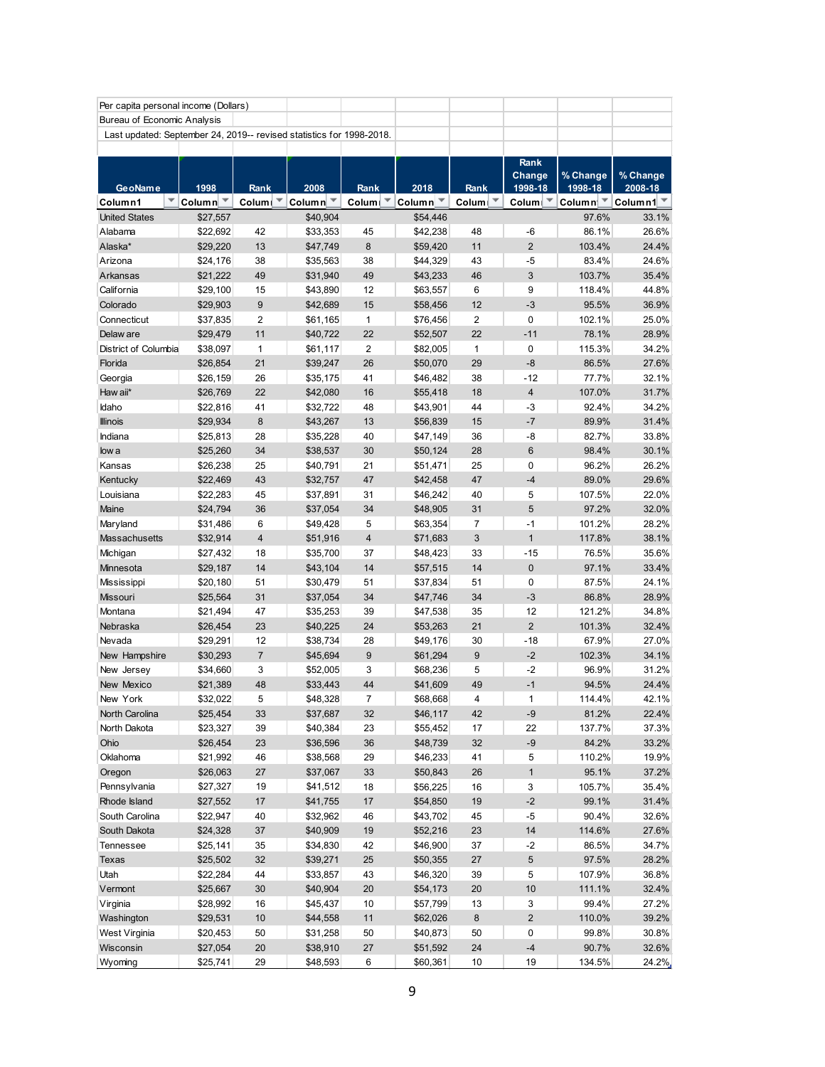Per capita personal income (Dollars)

Bureau of Economic Analysis

Last updated: September 24, 2019-- revised statistics for 1998-2018.

| GeoName | 1998 | Rank | 2008 | Rank | 2018 | Rank | Rank Change 1998-18 | % Change 1998-18 | % Change 2008-18 |
|---|---|---|---|---|---|---|---|---|---|
| Column1 | Column | Colum | Column | Colum | Column | Colum | Colum | Column | Column1 |
| United States | $27,557 | | $40,904 | | $54,446 | | | 97.6% | 33.1% |
| Alabama | $22,692 | 42 | $33,353 | 45 | $42,238 | 48 | -6 | 86.1% | 26.6% |
| Alaska* | $29,220 | 13 | $47,749 | 8 | $59,420 | 11 | 2 | 103.4% | 24.4% |
| Arizona | $24,176 | 38 | $35,563 | 38 | $44,329 | 43 | -5 | 83.4% | 24.6% |
| Arkansas | $21,222 | 49 | $31,940 | 49 | $43,233 | 46 | 3 | 103.7% | 35.4% |
| California | $29,100 | 15 | $43,890 | 12 | $63,557 | 6 | 9 | 118.4% | 44.8% |
| Colorado | $29,903 | 9 | $42,689 | 15 | $58,456 | 12 | -3 | 95.5% | 36.9% |
| Connecticut | $37,835 | 2 | $61,165 | 1 | $76,456 | 2 | 0 | 102.1% | 25.0% |
| Delaware | $29,479 | 11 | $40,722 | 22 | $52,507 | 22 | -11 | 78.1% | 28.9% |
| District of Columbia | $38,097 | 1 | $61,117 | 2 | $82,005 | 1 | 0 | 115.3% | 34.2% |
| Florida | $26,854 | 21 | $39,247 | 26 | $50,070 | 29 | -8 | 86.5% | 27.6% |
| Georgia | $26,159 | 26 | $35,175 | 41 | $46,482 | 38 | -12 | 77.7% | 32.1% |
| Hawaii* | $26,769 | 22 | $42,080 | 16 | $55,418 | 18 | 4 | 107.0% | 31.7% |
| Idaho | $22,816 | 41 | $32,722 | 48 | $43,901 | 44 | -3 | 92.4% | 34.2% |
| Illinois | $29,934 | 8 | $43,267 | 13 | $56,839 | 15 | -7 | 89.9% | 31.4% |
| Indiana | $25,813 | 28 | $35,228 | 40 | $47,149 | 36 | -8 | 82.7% | 33.8% |
| Iowa | $25,260 | 34 | $38,537 | 30 | $50,124 | 28 | 6 | 98.4% | 30.1% |
| Kansas | $26,238 | 25 | $40,791 | 21 | $51,471 | 25 | 0 | 96.2% | 26.2% |
| Kentucky | $22,469 | 43 | $32,757 | 47 | $42,458 | 47 | -4 | 89.0% | 29.6% |
| Louisiana | $22,283 | 45 | $37,891 | 31 | $46,242 | 40 | 5 | 107.5% | 22.0% |
| Maine | $24,794 | 36 | $37,054 | 34 | $48,905 | 31 | 5 | 97.2% | 32.0% |
| Maryland | $31,486 | 6 | $49,428 | 5 | $63,354 | 7 | -1 | 101.2% | 28.2% |
| Massachusetts | $32,914 | 4 | $51,916 | 4 | $71,683 | 3 | 1 | 117.8% | 38.1% |
| Michigan | $27,432 | 18 | $35,700 | 37 | $48,423 | 33 | -15 | 76.5% | 35.6% |
| Minnesota | $29,187 | 14 | $43,104 | 14 | $57,515 | 14 | 0 | 97.1% | 33.4% |
| Mississippi | $20,180 | 51 | $30,479 | 51 | $37,834 | 51 | 0 | 87.5% | 24.1% |
| Missouri | $25,564 | 31 | $37,054 | 34 | $47,746 | 34 | -3 | 86.8% | 28.9% |
| Montana | $21,494 | 47 | $35,253 | 39 | $47,538 | 35 | 12 | 121.2% | 34.8% |
| Nebraska | $26,454 | 23 | $40,225 | 24 | $53,263 | 21 | 2 | 101.3% | 32.4% |
| Nevada | $29,291 | 12 | $38,734 | 28 | $49,176 | 30 | -18 | 67.9% | 27.0% |
| New Hampshire | $30,293 | 7 | $45,694 | 9 | $61,294 | 9 | -2 | 102.3% | 34.1% |
| New Jersey | $34,660 | 3 | $52,005 | 3 | $68,236 | 5 | -2 | 96.9% | 31.2% |
| New Mexico | $21,389 | 48 | $33,443 | 44 | $41,609 | 49 | -1 | 94.5% | 24.4% |
| New York | $32,022 | 5 | $48,328 | 7 | $68,668 | 4 | 1 | 114.4% | 42.1% |
| North Carolina | $25,454 | 33 | $37,687 | 32 | $46,117 | 42 | -9 | 81.2% | 22.4% |
| North Dakota | $23,327 | 39 | $40,384 | 23 | $55,452 | 17 | 22 | 137.7% | 37.3% |
| Ohio | $26,454 | 23 | $36,596 | 36 | $48,739 | 32 | -9 | 84.2% | 33.2% |
| Oklahoma | $21,992 | 46 | $38,568 | 29 | $46,233 | 41 | 5 | 110.2% | 19.9% |
| Oregon | $26,063 | 27 | $37,067 | 33 | $50,843 | 26 | 1 | 95.1% | 37.2% |
| Pennsylvania | $27,327 | 19 | $41,512 | 18 | $56,225 | 16 | 3 | 105.7% | 35.4% |
| Rhode Island | $27,552 | 17 | $41,755 | 17 | $54,850 | 19 | -2 | 99.1% | 31.4% |
| South Carolina | $22,947 | 40 | $32,962 | 46 | $43,702 | 45 | -5 | 90.4% | 32.6% |
| South Dakota | $24,328 | 37 | $40,909 | 19 | $52,216 | 23 | 14 | 114.6% | 27.6% |
| Tennessee | $25,141 | 35 | $34,830 | 42 | $46,900 | 37 | -2 | 86.5% | 34.7% |
| Texas | $25,502 | 32 | $39,271 | 25 | $50,355 | 27 | 5 | 97.5% | 28.2% |
| Utah | $22,284 | 44 | $33,857 | 43 | $46,320 | 39 | 5 | 107.9% | 36.8% |
| Vermont | $25,667 | 30 | $40,904 | 20 | $54,173 | 20 | 10 | 111.1% | 32.4% |
| Virginia | $28,992 | 16 | $45,437 | 10 | $57,799 | 13 | 3 | 99.4% | 27.2% |
| Washington | $29,531 | 10 | $44,558 | 11 | $62,026 | 8 | 2 | 110.0% | 39.2% |
| West Virginia | $20,453 | 50 | $31,258 | 50 | $40,873 | 50 | 0 | 99.8% | 30.8% |
| Wisconsin | $27,054 | 20 | $38,910 | 27 | $51,592 | 24 | -4 | 90.7% | 32.6% |
| Wyoming | $25,741 | 29 | $48,593 | 6 | $60,361 | 10 | 19 | 134.5% | 24.2% |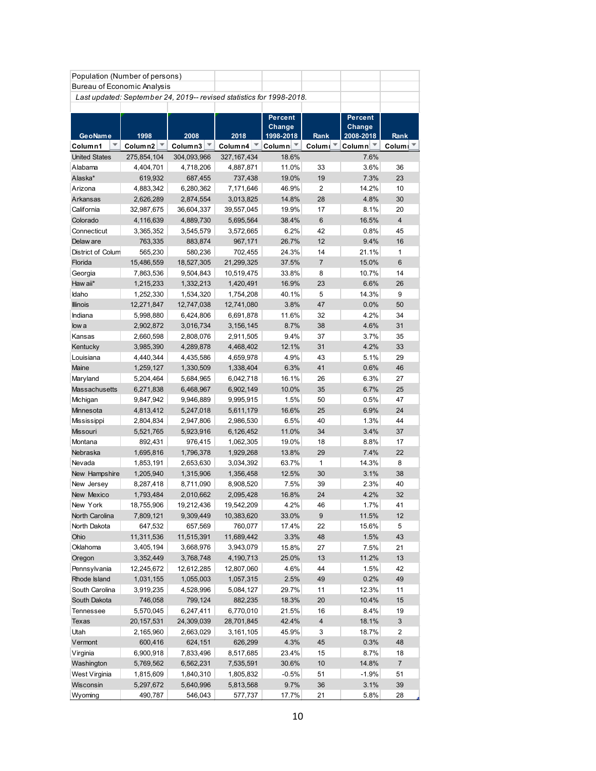Population (Number of persons)

Bureau of Economic Analysis

*Last updated: September 24, 2019-- revised statistics for 1998-2018.*

| GeoName | 1998 | 2008 | 2018 | Percent Change 1998-2018 | Rank | Percent Change 2008-2018 | Rank |
|---|---|---|---|---|---|---|---|
| Column1 | Column2 | Column3 | Column4 | Column | Colum | Column | Colum |
| United States | 275,854,104 | 304,093,966 | 327,167,434 | 18.6% | | 7.6% | |
| Alabama | 4,404,701 | 4,718,206 | 4,887,871 | 11.0% | 33 | 3.6% | 36 |
| Alaska* | 619,932 | 687,455 | 737,438 | 19.0% | 19 | 7.3% | 23 |
| Arizona | 4,883,342 | 6,280,362 | 7,171,646 | 46.9% | 2 | 14.2% | 10 |
| Arkansas | 2,626,289 | 2,874,554 | 3,013,825 | 14.8% | 28 | 4.8% | 30 |
| California | 32,987,675 | 36,604,337 | 39,557,045 | 19.9% | 17 | 8.1% | 20 |
| Colorado | 4,116,639 | 4,889,730 | 5,695,564 | 38.4% | 6 | 16.5% | 4 |
| Connecticut | 3,365,352 | 3,545,579 | 3,572,665 | 6.2% | 42 | 0.8% | 45 |
| Delaware | 763,335 | 883,874 | 967,171 | 26.7% | 12 | 9.4% | 16 |
| District of Colum | 565,230 | 580,236 | 702,455 | 24.3% | 14 | 21.1% | 1 |
| Florida | 15,486,559 | 18,527,305 | 21,299,325 | 37.5% | 7 | 15.0% | 6 |
| Georgia | 7,863,536 | 9,504,843 | 10,519,475 | 33.8% | 8 | 10.7% | 14 |
| Hawaii* | 1,215,233 | 1,332,213 | 1,420,491 | 16.9% | 23 | 6.6% | 26 |
| Idaho | 1,252,330 | 1,534,320 | 1,754,208 | 40.1% | 5 | 14.3% | 9 |
| Illinois | 12,271,847 | 12,747,038 | 12,741,080 | 3.8% | 47 | 0.0% | 50 |
| Indiana | 5,998,880 | 6,424,806 | 6,691,878 | 11.6% | 32 | 4.2% | 34 |
| Iowa | 2,902,872 | 3,016,734 | 3,156,145 | 8.7% | 38 | 4.6% | 31 |
| Kansas | 2,660,598 | 2,808,076 | 2,911,505 | 9.4% | 37 | 3.7% | 35 |
| Kentucky | 3,985,390 | 4,289,878 | 4,468,402 | 12.1% | 31 | 4.2% | 33 |
| Louisiana | 4,440,344 | 4,435,586 | 4,659,978 | 4.9% | 43 | 5.1% | 29 |
| Maine | 1,259,127 | 1,330,509 | 1,338,404 | 6.3% | 41 | 0.6% | 46 |
| Maryland | 5,204,464 | 5,684,965 | 6,042,718 | 16.1% | 26 | 6.3% | 27 |
| Massachusetts | 6,271,838 | 6,468,967 | 6,902,149 | 10.0% | 35 | 6.7% | 25 |
| Michigan | 9,847,942 | 9,946,889 | 9,995,915 | 1.5% | 50 | 0.5% | 47 |
| Minnesota | 4,813,412 | 5,247,018 | 5,611,179 | 16.6% | 25 | 6.9% | 24 |
| Mississippi | 2,804,834 | 2,947,806 | 2,986,530 | 6.5% | 40 | 1.3% | 44 |
| Missouri | 5,521,765 | 5,923,916 | 6,126,452 | 11.0% | 34 | 3.4% | 37 |
| Montana | 892,431 | 976,415 | 1,062,305 | 19.0% | 18 | 8.8% | 17 |
| Nebraska | 1,695,816 | 1,796,378 | 1,929,268 | 13.8% | 29 | 7.4% | 22 |
| Nevada | 1,853,191 | 2,653,630 | 3,034,392 | 63.7% | 1 | 14.3% | 8 |
| New Hampshire | 1,205,940 | 1,315,906 | 1,356,458 | 12.5% | 30 | 3.1% | 38 |
| New Jersey | 8,287,418 | 8,711,090 | 8,908,520 | 7.5% | 39 | 2.3% | 40 |
| New Mexico | 1,793,484 | 2,010,662 | 2,095,428 | 16.8% | 24 | 4.2% | 32 |
| New York | 18,755,906 | 19,212,436 | 19,542,209 | 4.2% | 46 | 1.7% | 41 |
| North Carolina | 7,809,121 | 9,309,449 | 10,383,620 | 33.0% | 9 | 11.5% | 12 |
| North Dakota | 647,532 | 657,569 | 760,077 | 17.4% | 22 | 15.6% | 5 |
| Ohio | 11,311,536 | 11,515,391 | 11,689,442 | 3.3% | 48 | 1.5% | 43 |
| Oklahoma | 3,405,194 | 3,668,976 | 3,943,079 | 15.8% | 27 | 7.5% | 21 |
| Oregon | 3,352,449 | 3,768,748 | 4,190,713 | 25.0% | 13 | 11.2% | 13 |
| Pennsylvania | 12,245,672 | 12,612,285 | 12,807,060 | 4.6% | 44 | 1.5% | 42 |
| Rhode Island | 1,031,155 | 1,055,003 | 1,057,315 | 2.5% | 49 | 0.2% | 49 |
| South Carolina | 3,919,235 | 4,528,996 | 5,084,127 | 29.7% | 11 | 12.3% | 11 |
| South Dakota | 746,058 | 799,124 | 882,235 | 18.3% | 20 | 10.4% | 15 |
| Tennessee | 5,570,045 | 6,247,411 | 6,770,010 | 21.5% | 16 | 8.4% | 19 |
| Texas | 20,157,531 | 24,309,039 | 28,701,845 | 42.4% | 4 | 18.1% | 3 |
| Utah | 2,165,960 | 2,663,029 | 3,161,105 | 45.9% | 3 | 18.7% | 2 |
| Vermont | 600,416 | 624,151 | 626,299 | 4.3% | 45 | 0.3% | 48 |
| Virginia | 6,900,918 | 7,833,496 | 8,517,685 | 23.4% | 15 | 8.7% | 18 |
| Washington | 5,769,562 | 6,562,231 | 7,535,591 | 30.6% | 10 | 14.8% | 7 |
| West Virginia | 1,815,609 | 1,840,310 | 1,805,832 | -0.5% | 51 | -1.9% | 51 |
| Wisconsin | 5,297,672 | 5,640,996 | 5,813,568 | 9.7% | 36 | 3.1% | 39 |
| Wyoming | 490,787 | 546,043 | 577,737 | 17.7% | 21 | 5.8% | 28 |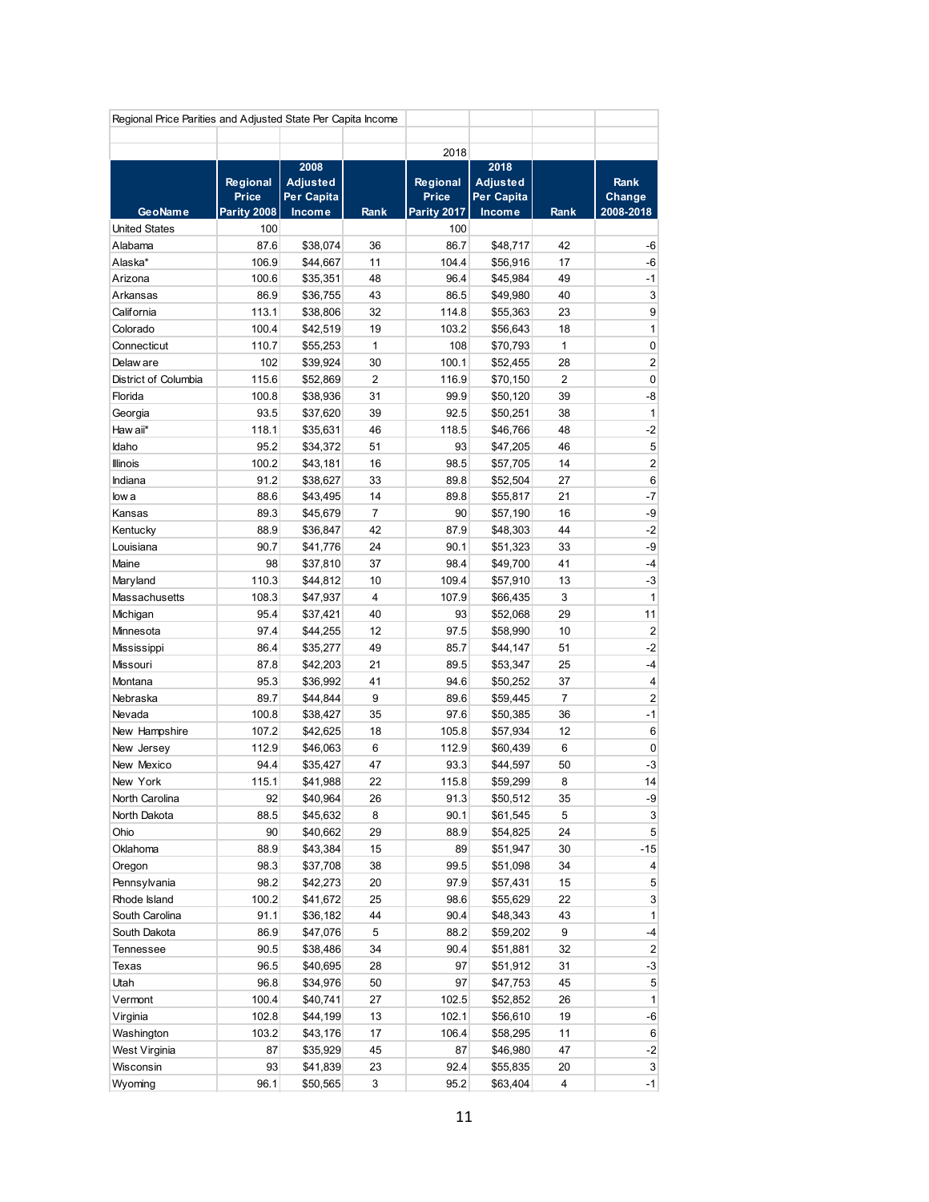Regional Price Parities and Adjusted State Per Capita Income

| GeoName | Regional Price Parity 2008 | 2008 Adjusted Per Capita Income | Rank | 2018 Regional Price Parity 2017 | 2018 Adjusted Per Capita Income | Rank | Rank Change 2008-2018 |
|---|---|---|---|---|---|---|---|
| United States | 100 | | | 100 | | | |
| Alabama | 87.6 | $38,074 | 36 | 86.7 | $48,717 | 42 | -6 |
| Alaska* | 106.9 | $44,667 | 11 | 104.4 | $56,916 | 17 | -6 |
| Arizona | 100.6 | $35,351 | 48 | 96.4 | $45,984 | 49 | -1 |
| Arkansas | 86.9 | $36,755 | 43 | 86.5 | $49,980 | 40 | 3 |
| California | 113.1 | $38,806 | 32 | 114.8 | $55,363 | 23 | 9 |
| Colorado | 100.4 | $42,519 | 19 | 103.2 | $56,643 | 18 | 1 |
| Connecticut | 110.7 | $55,253 | 1 | 108 | $70,793 | 1 | 0 |
| Delaware | 102 | $39,924 | 30 | 100.1 | $52,455 | 28 | 2 |
| District of Columbia | 115.6 | $52,869 | 2 | 116.9 | $70,150 | 2 | 0 |
| Florida | 100.8 | $38,936 | 31 | 99.9 | $50,120 | 39 | -8 |
| Georgia | 93.5 | $37,620 | 39 | 92.5 | $50,251 | 38 | 1 |
| Hawaii* | 118.1 | $35,631 | 46 | 118.5 | $46,766 | 48 | -2 |
| Idaho | 95.2 | $34,372 | 51 | 93 | $47,205 | 46 | 5 |
| Illinois | 100.2 | $43,181 | 16 | 98.5 | $57,705 | 14 | 2 |
| Indiana | 91.2 | $38,627 | 33 | 89.8 | $52,504 | 27 | 6 |
| Iowa | 88.6 | $43,495 | 14 | 89.8 | $55,817 | 21 | -7 |
| Kansas | 89.3 | $45,679 | 7 | 90 | $57,190 | 16 | -9 |
| Kentucky | 88.9 | $36,847 | 42 | 87.9 | $48,303 | 44 | -2 |
| Louisiana | 90.7 | $41,776 | 24 | 90.1 | $51,323 | 33 | -9 |
| Maine | 98 | $37,810 | 37 | 98.4 | $49,700 | 41 | -4 |
| Maryland | 110.3 | $44,812 | 10 | 109.4 | $57,910 | 13 | -3 |
| Massachusetts | 108.3 | $47,937 | 4 | 107.9 | $66,435 | 3 | 1 |
| Michigan | 95.4 | $37,421 | 40 | 93 | $52,068 | 29 | 11 |
| Minnesota | 97.4 | $44,255 | 12 | 97.5 | $58,990 | 10 | 2 |
| Mississippi | 86.4 | $35,277 | 49 | 85.7 | $44,147 | 51 | -2 |
| Missouri | 87.8 | $42,203 | 21 | 89.5 | $53,347 | 25 | -4 |
| Montana | 95.3 | $36,992 | 41 | 94.6 | $50,252 | 37 | 4 |
| Nebraska | 89.7 | $44,844 | 9 | 89.6 | $59,445 | 7 | 2 |
| Nevada | 100.8 | $38,427 | 35 | 97.6 | $50,385 | 36 | -1 |
| New Hampshire | 107.2 | $42,625 | 18 | 105.8 | $57,934 | 12 | 6 |
| New Jersey | 112.9 | $46,063 | 6 | 112.9 | $60,439 | 6 | 0 |
| New Mexico | 94.4 | $35,427 | 47 | 93.3 | $44,597 | 50 | -3 |
| New York | 115.1 | $41,988 | 22 | 115.8 | $59,299 | 8 | 14 |
| North Carolina | 92 | $40,964 | 26 | 91.3 | $50,512 | 35 | -9 |
| North Dakota | 88.5 | $45,632 | 8 | 90.1 | $61,545 | 5 | 3 |
| Ohio | 90 | $40,662 | 29 | 88.9 | $54,825 | 24 | 5 |
| Oklahoma | 88.9 | $43,384 | 15 | 89 | $51,947 | 30 | -15 |
| Oregon | 98.3 | $37,708 | 38 | 99.5 | $51,098 | 34 | 4 |
| Pennsylvania | 98.2 | $42,273 | 20 | 97.9 | $57,431 | 15 | 5 |
| Rhode Island | 100.2 | $41,672 | 25 | 98.6 | $55,629 | 22 | 3 |
| South Carolina | 91.1 | $36,182 | 44 | 90.4 | $48,343 | 43 | 1 |
| South Dakota | 86.9 | $47,076 | 5 | 88.2 | $59,202 | 9 | -4 |
| Tennessee | 90.5 | $38,486 | 34 | 90.4 | $51,881 | 32 | 2 |
| Texas | 96.5 | $40,695 | 28 | 97 | $51,912 | 31 | -3 |
| Utah | 96.8 | $34,976 | 50 | 97 | $47,753 | 45 | 5 |
| Vermont | 100.4 | $40,741 | 27 | 102.5 | $52,852 | 26 | 1 |
| Virginia | 102.8 | $44,199 | 13 | 102.1 | $56,610 | 19 | -6 |
| Washington | 103.2 | $43,176 | 17 | 106.4 | $58,295 | 11 | 6 |
| West Virginia | 87 | $35,929 | 45 | 87 | $46,980 | 47 | -2 |
| Wisconsin | 93 | $41,839 | 23 | 92.4 | $55,835 | 20 | 3 |
| Wyoming | 96.1 | $50,565 | 3 | 95.2 | $63,404 | 4 | -1 |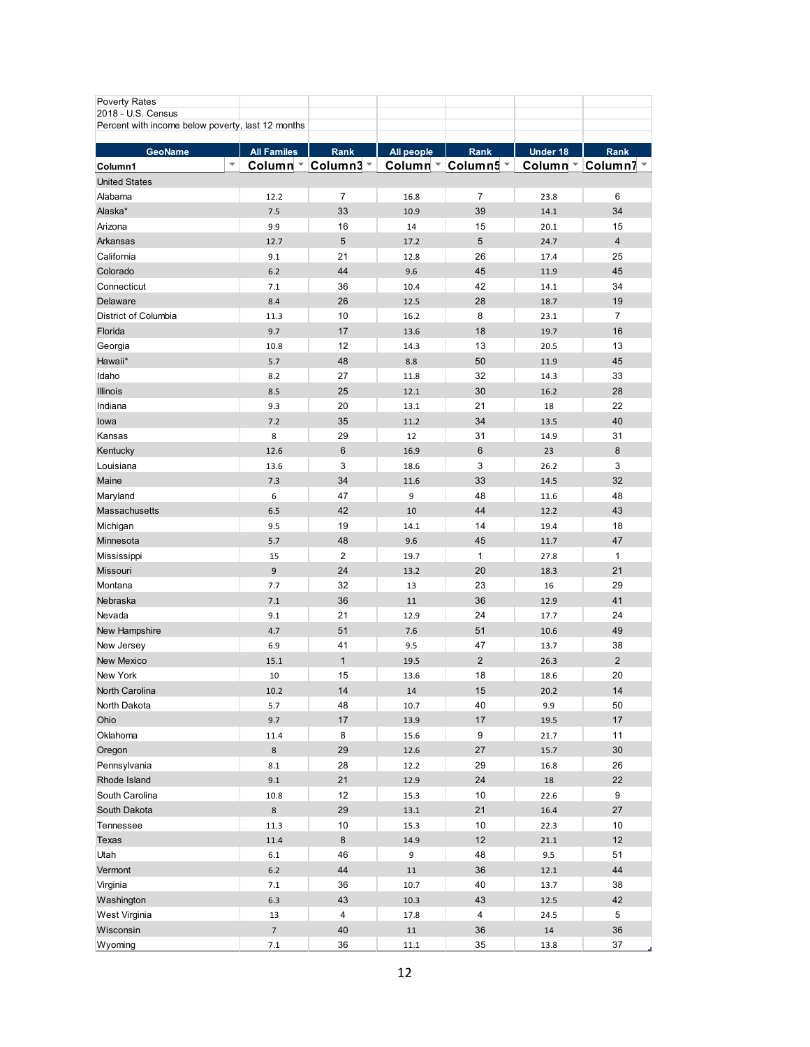Poverty Rates
2018 - U.S. Census
Percent with income below poverty, last 12 months

| GeoName | All Familes | Rank | All people | Rank | Under 18 | Rank |
|---|---|---|---|---|---|---|
| Column1 | Column | Column3 | Column | Column5 | Column | Column7 |
| United States | | | | | | |
| Alabama | 12.2 | 7 | 16.8 | 7 | 23.8 | 6 |
| Alaska* | 7.5 | 33 | 10.9 | 39 | 14.1 | 34 |
| Arizona | 9.9 | 16 | 14 | 15 | 20.1 | 15 |
| Arkansas | 12.7 | 5 | 17.2 | 5 | 24.7 | 4 |
| California | 9.1 | 21 | 12.8 | 26 | 17.4 | 25 |
| Colorado | 6.2 | 44 | 9.6 | 45 | 11.9 | 45 |
| Connecticut | 7.1 | 36 | 10.4 | 42 | 14.1 | 34 |
| Delaware | 8.4 | 26 | 12.5 | 28 | 18.7 | 19 |
| District of Columbia | 11.3 | 10 | 16.2 | 8 | 23.1 | 7 |
| Florida | 9.7 | 17 | 13.6 | 18 | 19.7 | 16 |
| Georgia | 10.8 | 12 | 14.3 | 13 | 20.5 | 13 |
| Hawaii* | 5.7 | 48 | 8.8 | 50 | 11.9 | 45 |
| Idaho | 8.2 | 27 | 11.8 | 32 | 14.3 | 33 |
| Illinois | 8.5 | 25 | 12.1 | 30 | 16.2 | 28 |
| Indiana | 9.3 | 20 | 13.1 | 21 | 18 | 22 |
| Iowa | 7.2 | 35 | 11.2 | 34 | 13.5 | 40 |
| Kansas | 8 | 29 | 12 | 31 | 14.9 | 31 |
| Kentucky | 12.6 | 6 | 16.9 | 6 | 23 | 8 |
| Louisiana | 13.6 | 3 | 18.6 | 3 | 26.2 | 3 |
| Maine | 7.3 | 34 | 11.6 | 33 | 14.5 | 32 |
| Maryland | 6 | 47 | 9 | 48 | 11.6 | 48 |
| Massachusetts | 6.5 | 42 | 10 | 44 | 12.2 | 43 |
| Michigan | 9.5 | 19 | 14.1 | 14 | 19.4 | 18 |
| Minnesota | 5.7 | 48 | 9.6 | 45 | 11.7 | 47 |
| Mississippi | 15 | 2 | 19.7 | 1 | 27.8 | 1 |
| Missouri | 9 | 24 | 13.2 | 20 | 18.3 | 21 |
| Montana | 7.7 | 32 | 13 | 23 | 16 | 29 |
| Nebraska | 7.1 | 36 | 11 | 36 | 12.9 | 41 |
| Nevada | 9.1 | 21 | 12.9 | 24 | 17.7 | 24 |
| New Hampshire | 4.7 | 51 | 7.6 | 51 | 10.6 | 49 |
| New Jersey | 6.9 | 41 | 9.5 | 47 | 13.7 | 38 |
| New Mexico | 15.1 | 1 | 19.5 | 2 | 26.3 | 2 |
| New York | 10 | 15 | 13.6 | 18 | 18.6 | 20 |
| North Carolina | 10.2 | 14 | 14 | 15 | 20.2 | 14 |
| North Dakota | 5.7 | 48 | 10.7 | 40 | 9.9 | 50 |
| Ohio | 9.7 | 17 | 13.9 | 17 | 19.5 | 17 |
| Oklahoma | 11.4 | 8 | 15.6 | 9 | 21.7 | 11 |
| Oregon | 8 | 29 | 12.6 | 27 | 15.7 | 30 |
| Pennsylvania | 8.1 | 28 | 12.2 | 29 | 16.8 | 26 |
| Rhode Island | 9.1 | 21 | 12.9 | 24 | 18 | 22 |
| South Carolina | 10.8 | 12 | 15.3 | 10 | 22.6 | 9 |
| South Dakota | 8 | 29 | 13.1 | 21 | 16.4 | 27 |
| Tennessee | 11.3 | 10 | 15.3 | 10 | 22.3 | 10 |
| Texas | 11.4 | 8 | 14.9 | 12 | 21.1 | 12 |
| Utah | 6.1 | 46 | 9 | 48 | 9.5 | 51 |
| Vermont | 6.2 | 44 | 11 | 36 | 12.1 | 44 |
| Virginia | 7.1 | 36 | 10.7 | 40 | 13.7 | 38 |
| Washington | 6.3 | 43 | 10.3 | 43 | 12.5 | 42 |
| West Virginia | 13 | 4 | 17.8 | 4 | 24.5 | 5 |
| Wisconsin | 7 | 40 | 11 | 36 | 14 | 36 |
| Wyoming | 7.1 | 36 | 11.1 | 35 | 13.8 | 37 |